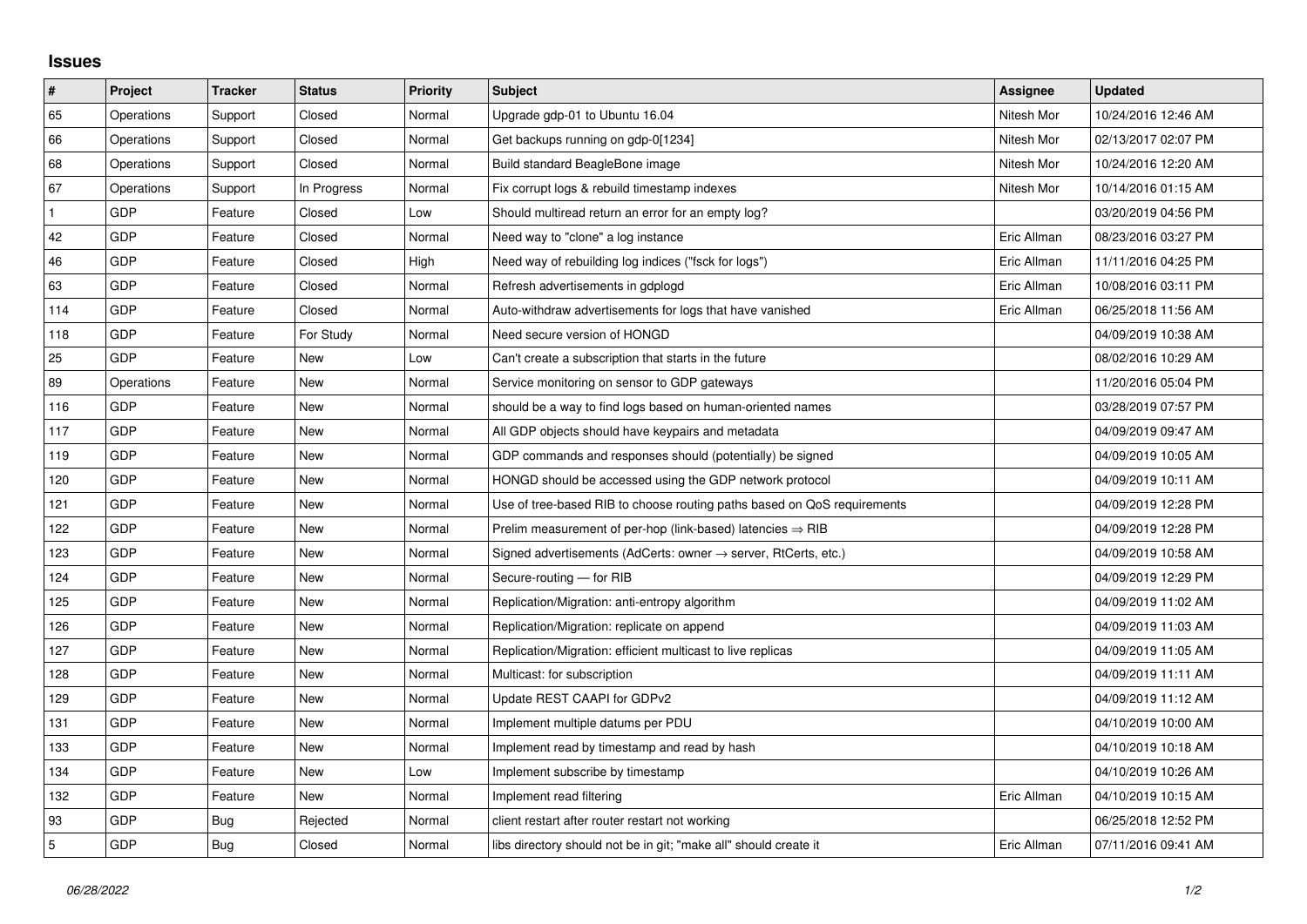## Issues

| # | Project | Tracker | Status | Priority | Subject | Assignee | Updated |
|---|---|---|---|---|---|---|---|
| 65 | Operations | Support | Closed | Normal | Upgrade gdp-01 to Ubuntu 16.04 | Nitesh Mor | 10/24/2016 12:46 AM |
| 66 | Operations | Support | Closed | Normal | Get backups running on gdp-0[1234] | Nitesh Mor | 02/13/2017 02:07 PM |
| 68 | Operations | Support | Closed | Normal | Build standard BeagleBone image | Nitesh Mor | 10/24/2016 12:20 AM |
| 67 | Operations | Support | In Progress | Normal | Fix corrupt logs & rebuild timestamp indexes | Nitesh Mor | 10/14/2016 01:15 AM |
| 1 | GDP | Feature | Closed | Low | Should multiread return an error for an empty log? | | 03/20/2019 04:56 PM |
| 42 | GDP | Feature | Closed | Normal | Need way to "clone" a log instance | Eric Allman | 08/23/2016 03:27 PM |
| 46 | GDP | Feature | Closed | High | Need way of rebuilding log indices ("fsck for logs") | Eric Allman | 11/11/2016 04:25 PM |
| 63 | GDP | Feature | Closed | Normal | Refresh advertisements in gdplogd | Eric Allman | 10/08/2016 03:11 PM |
| 114 | GDP | Feature | Closed | Normal | Auto-withdraw advertisements for logs that have vanished | Eric Allman | 06/25/2018 11:56 AM |
| 118 | GDP | Feature | For Study | Normal | Need secure version of HONGD | | 04/09/2019 10:38 AM |
| 25 | GDP | Feature | New | Low | Can't create a subscription that starts in the future | | 08/02/2016 10:29 AM |
| 89 | Operations | Feature | New | Normal | Service monitoring on sensor to GDP gateways | | 11/20/2016 05:04 PM |
| 116 | GDP | Feature | New | Normal | should be a way to find logs based on human-oriented names | | 03/28/2019 07:57 PM |
| 117 | GDP | Feature | New | Normal | All GDP objects should have keypairs and metadata | | 04/09/2019 09:47 AM |
| 119 | GDP | Feature | New | Normal | GDP commands and responses should (potentially) be signed | | 04/09/2019 10:05 AM |
| 120 | GDP | Feature | New | Normal | HONGD should be accessed using the GDP network protocol | | 04/09/2019 10:11 AM |
| 121 | GDP | Feature | New | Normal | Use of tree-based RIB to choose routing paths based on QoS requirements | | 04/09/2019 12:28 PM |
| 122 | GDP | Feature | New | Normal | Prelim measurement of per-hop (link-based) latencies ⇒ RIB | | 04/09/2019 12:28 PM |
| 123 | GDP | Feature | New | Normal | Signed advertisements (AdCerts: owner → server, RtCerts, etc.) | | 04/09/2019 10:58 AM |
| 124 | GDP | Feature | New | Normal | Secure-routing — for RIB | | 04/09/2019 12:29 PM |
| 125 | GDP | Feature | New | Normal | Replication/Migration: anti-entropy algorithm | | 04/09/2019 11:02 AM |
| 126 | GDP | Feature | New | Normal | Replication/Migration: replicate on append | | 04/09/2019 11:03 AM |
| 127 | GDP | Feature | New | Normal | Replication/Migration: efficient multicast to live replicas | | 04/09/2019 11:05 AM |
| 128 | GDP | Feature | New | Normal | Multicast: for subscription | | 04/09/2019 11:11 AM |
| 129 | GDP | Feature | New | Normal | Update REST CAAPI for GDPv2 | | 04/09/2019 11:12 AM |
| 131 | GDP | Feature | New | Normal | Implement multiple datums per PDU | | 04/10/2019 10:00 AM |
| 133 | GDP | Feature | New | Normal | Implement read by timestamp and read by hash | | 04/10/2019 10:18 AM |
| 134 | GDP | Feature | New | Low | Implement subscribe by timestamp | | 04/10/2019 10:26 AM |
| 132 | GDP | Feature | New | Normal | Implement read filtering | Eric Allman | 04/10/2019 10:15 AM |
| 93 | GDP | Bug | Rejected | Normal | client restart after router restart not working | | 06/25/2018 12:52 PM |
| 5 | GDP | Bug | Closed | Normal | libs directory should not be in git; "make all" should create it | Eric Allman | 07/11/2016 09:41 AM |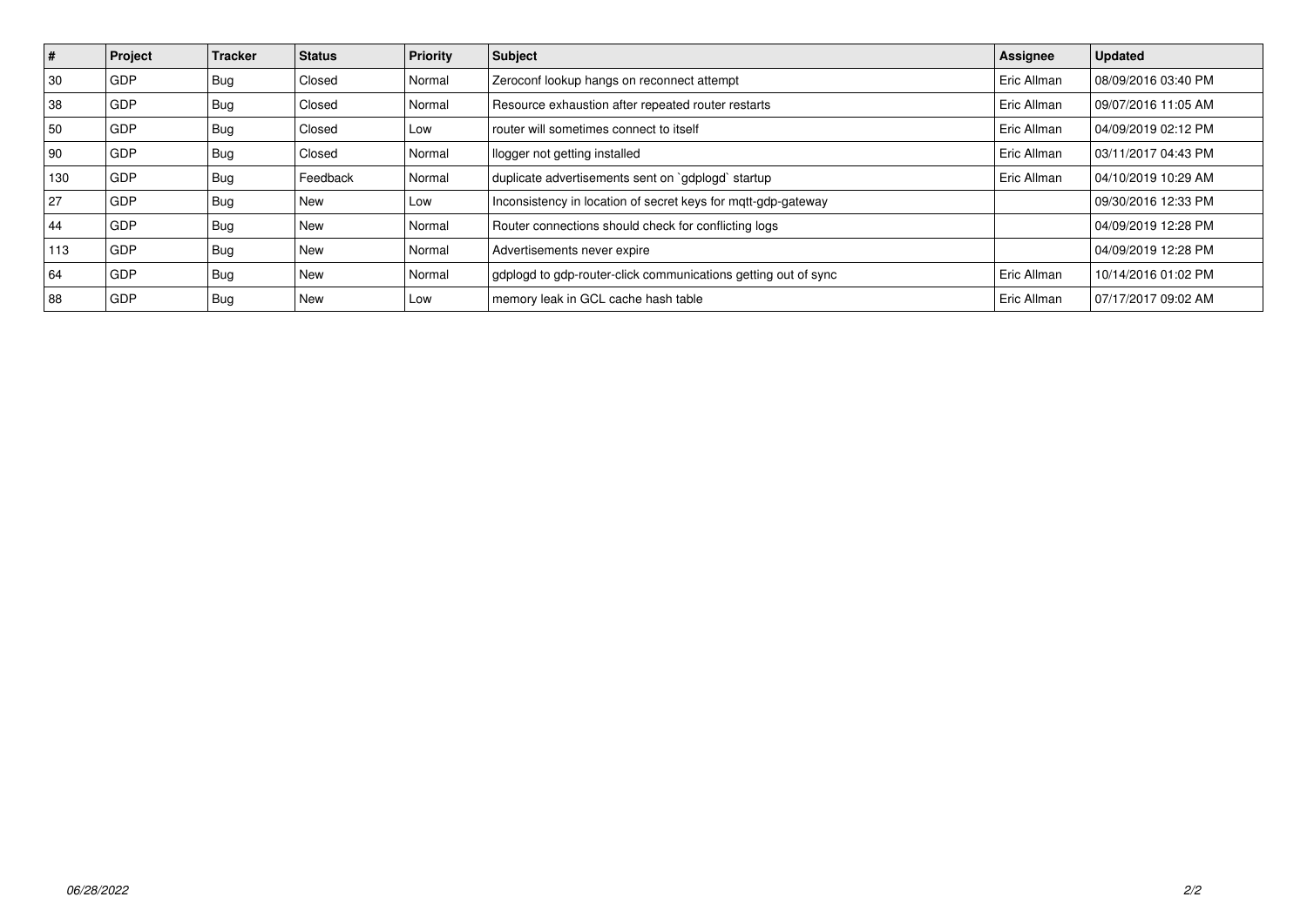| # | Project | Tracker | Status | Priority | Subject | Assignee | Updated |
|---|---|---|---|---|---|---|---|
| 30 | GDP | Bug | Closed | Normal | Zeroconf lookup hangs on reconnect attempt | Eric Allman | 08/09/2016 03:40 PM |
| 38 | GDP | Bug | Closed | Normal | Resource exhaustion after repeated router restarts | Eric Allman | 09/07/2016 11:05 AM |
| 50 | GDP | Bug | Closed | Low | router will sometimes connect to itself | Eric Allman | 04/09/2019 02:12 PM |
| 90 | GDP | Bug | Closed | Normal | llogger not getting installed | Eric Allman | 03/11/2017 04:43 PM |
| 130 | GDP | Bug | Feedback | Normal | duplicate advertisements sent on `gdplogd` startup | Eric Allman | 04/10/2019 10:29 AM |
| 27 | GDP | Bug | New | Low | Inconsistency in location of secret keys for mqtt-gdp-gateway | | 09/30/2016 12:33 PM |
| 44 | GDP | Bug | New | Normal | Router connections should check for conflicting logs | | 04/09/2019 12:28 PM |
| 113 | GDP | Bug | New | Normal | Advertisements never expire | | 04/09/2019 12:28 PM |
| 64 | GDP | Bug | New | Normal | gdplogd to gdp-router-click communications getting out of sync | Eric Allman | 10/14/2016 01:02 PM |
| 88 | GDP | Bug | New | Low | memory leak in GCL cache hash table | Eric Allman | 07/17/2017 09:02 AM |